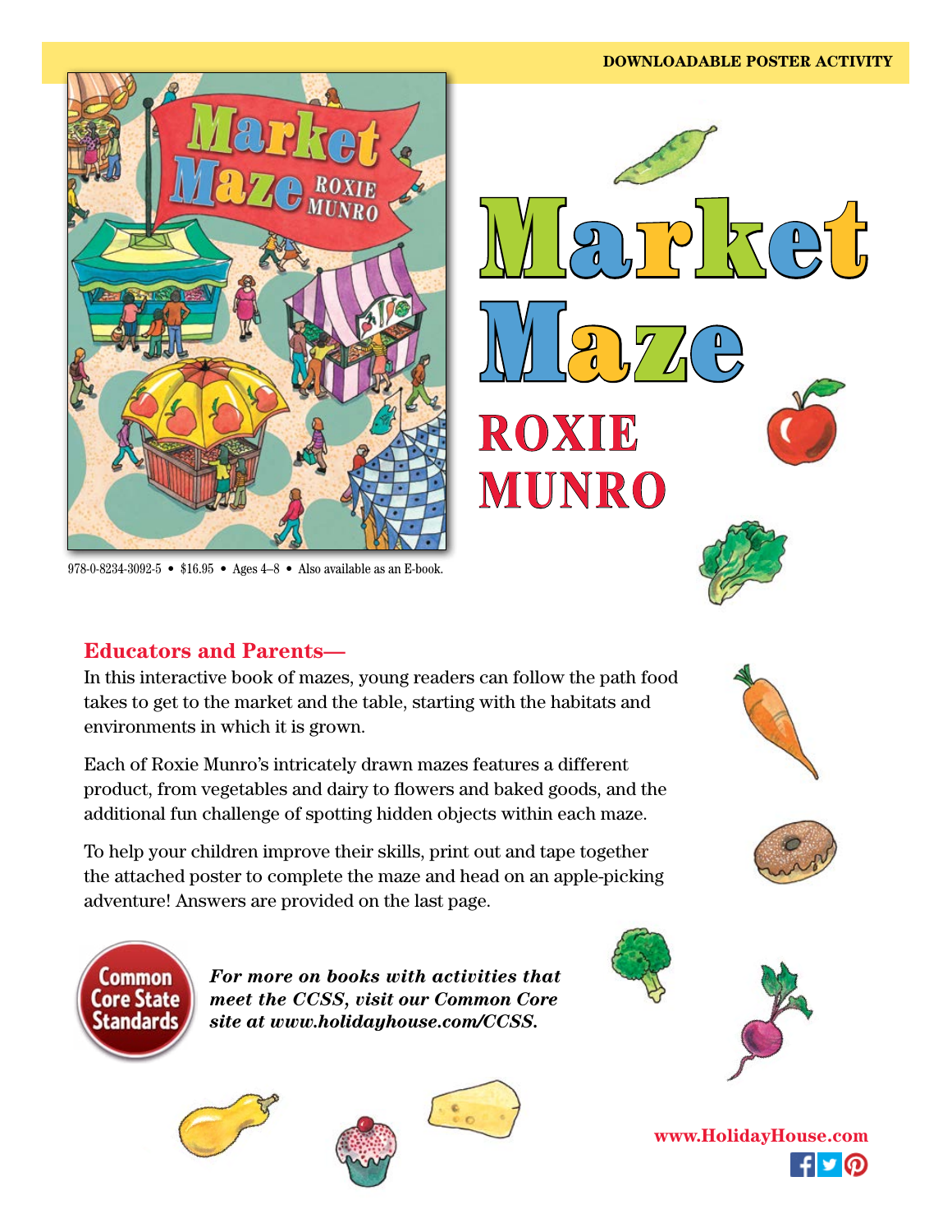DOWNLOADABLE POSTER ACTIVITY

# Market Maze

## ROXIE MUNRO

978-0-8234-3092-5 • $16.95 • Ages 4–8 • Also available as an E-book.

### Educators and Parents—

In this interactive book of mazes, young readers can follow the path food takes to get to the market and the table, starting with the habitats and environments in which it is grown.

Each of Roxie Munro's intricately drawn mazes features a different product, from vegetables and dairy to flowers and baked goods, and the additional fun challenge of spotting hidden objects within each maze.

To help your children improve their skills, print out and tape together the attached poster to complete the maze and head on an apple-picking adventure! Answers are provided on the last page.

Common Core State Standards

***For more on books with activities that meet the CCSS, visit our Common Core site at www.holidayhouse.com/CCSS.***

www.HolidayHouse.com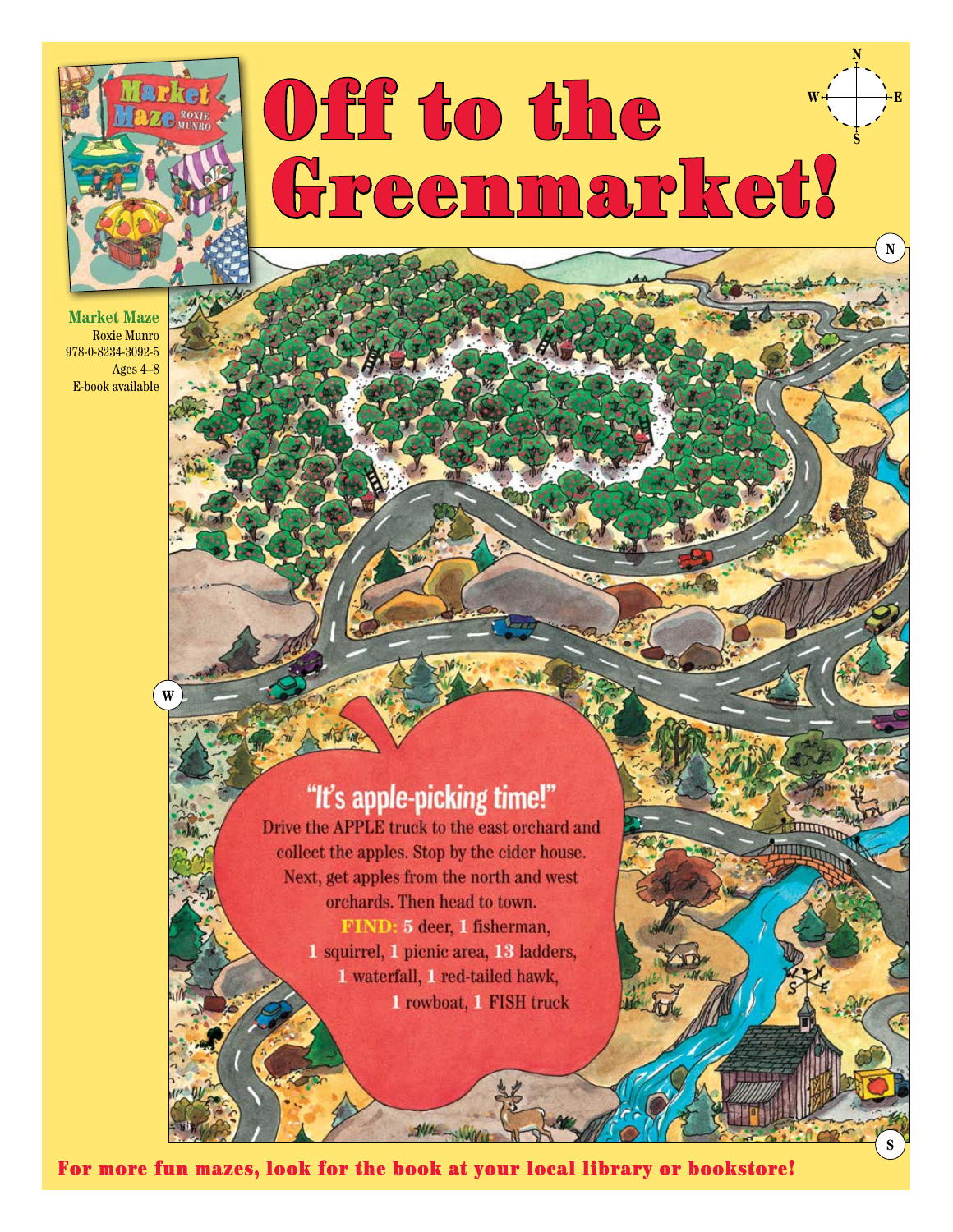# Off to the Greenmarket!

**Market Maze**
Roxie Munro
978-0-8234-3092-5
Ages 4–8
E-book available

## "It's apple-picking time!"

Drive the APPLE truck to the east orchard and collect the apples. Stop by the cider house. Next, get apples from the north and west orchards. Then head to town.

**FIND:** 5 deer, 1 fisherman, 1 squirrel, 1 picnic area, 13 ladders, 1 waterfall, 1 red-tailed hawk, 1 rowboat, 1 FISH truck

**For more fun mazes, look for the book at your local library or bookstore!**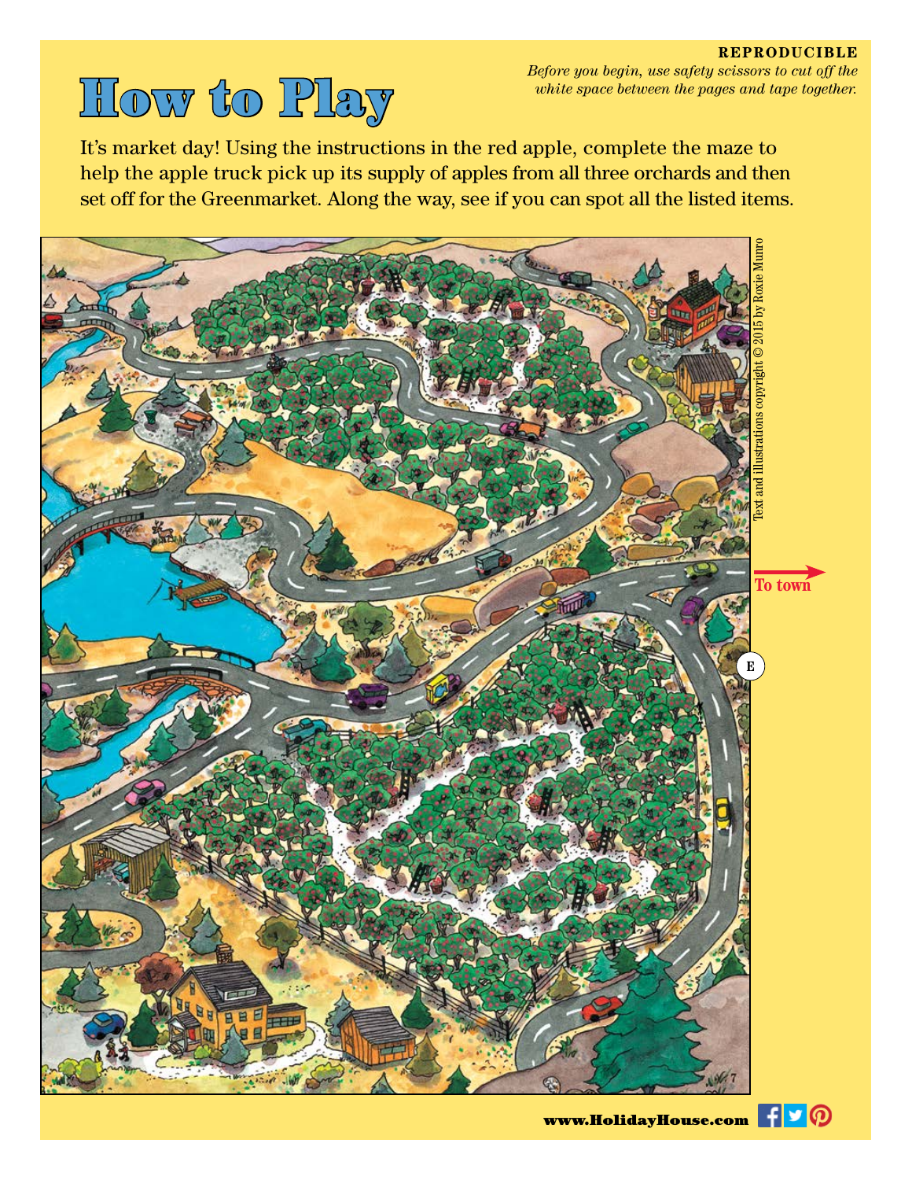**REPRODUCIBLE**

*Before you begin, use safety scissors to cut off the white space between the pages and tape together.*

# How to Play

It's market day! Using the instructions in the red apple, complete the maze to help the apple truck pick up its supply of apples from all three orchards and then set off for the Greenmarket. Along the way, see if you can spot all the listed items.

To town

E

Text and illustrations copyright © 2015 by Roxie Munro

www.HolidayHouse.com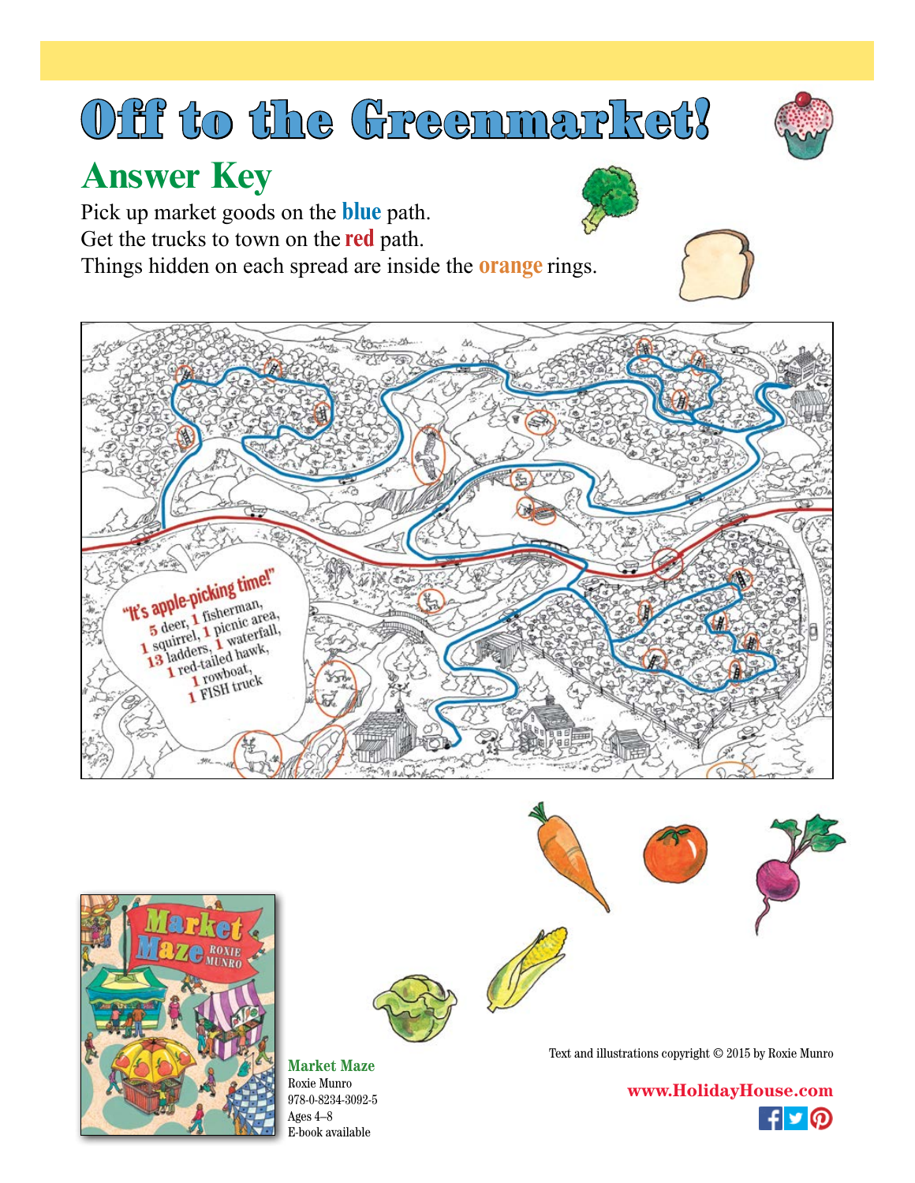# Off to the Greenmarket!

## Answer Key

Pick up market goods on the **blue** path.
Get the trucks to town on the **red** path.
Things hidden on each spread are inside the **orange** rings.

"It's apple-picking time!"
5 deer, 1 fisherman,
1 squirrel, 1 picnic area,
13 ladders, 1 waterfall,
1 red-tailed hawk,
1 rowboat,
1 FISH truck

**Market Maze**
Roxie Munro
978-0-8234-3092-5
Ages 4–8
E-book available

Text and illustrations copyright © 2015 by Roxie Munro

www.HolidayHouse.com